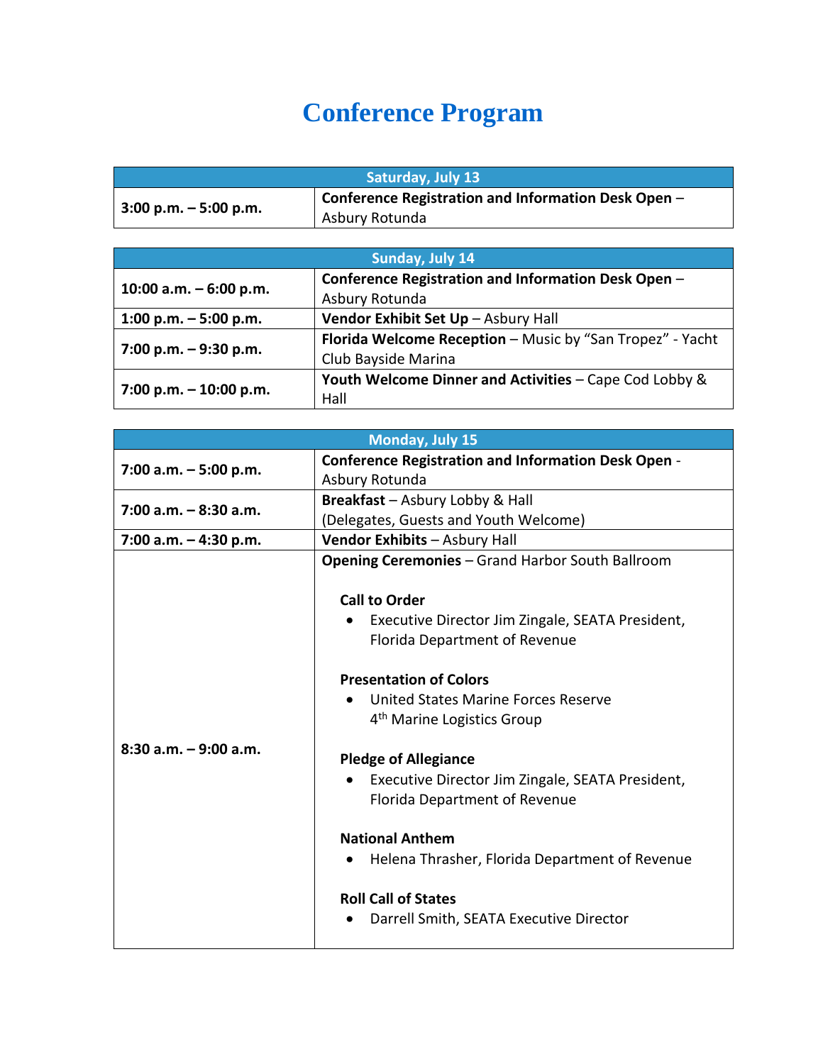# Conference Program

| Saturday, July 13 | |
|---|---|
| **3:00 p.m. – 5:00 p.m.** | **Conference Registration and Information Desk Open** – Asbury Rotunda |

| Sunday, July 14 | |
|---|---|
| **10:00 a.m. – 6:00 p.m.** | **Conference Registration and Information Desk Open** – Asbury Rotunda |
| **1:00 p.m. – 5:00 p.m.** | **Vendor Exhibit Set Up** – Asbury Hall |
| **7:00 p.m. – 9:30 p.m.** | **Florida Welcome Reception** – Music by "San Tropez" - Yacht Club Bayside Marina |
| **7:00 p.m. – 10:00 p.m.** | **Youth Welcome Dinner and Activities** – Cape Cod Lobby & Hall |

| Monday, July 15 | |
|---|---|
| **7:00 a.m. – 5:00 p.m.** | **Conference Registration and Information Desk Open** - Asbury Rotunda |
| **7:00 a.m. – 8:30 a.m.** | **Breakfast** – Asbury Lobby & Hall (Delegates, Guests and Youth Welcome) |
| **7:00 a.m. – 4:30 p.m.** | **Vendor Exhibits** – Asbury Hall |
| **8:30 a.m. – 9:00 a.m.** | **Opening Ceremonies** – Grand Harbor South Ballroom<br><br>**Call to Order**<br>• Executive Director Jim Zingale, SEATA President, Florida Department of Revenue<br><br>**Presentation of Colors**<br>• United States Marine Forces Reserve 4th Marine Logistics Group<br><br>**Pledge of Allegiance**<br>• Executive Director Jim Zingale, SEATA President, Florida Department of Revenue<br><br>**National Anthem**<br>• Helena Thrasher, Florida Department of Revenue<br><br>**Roll Call of States**<br>• Darrell Smith, SEATA Executive Director |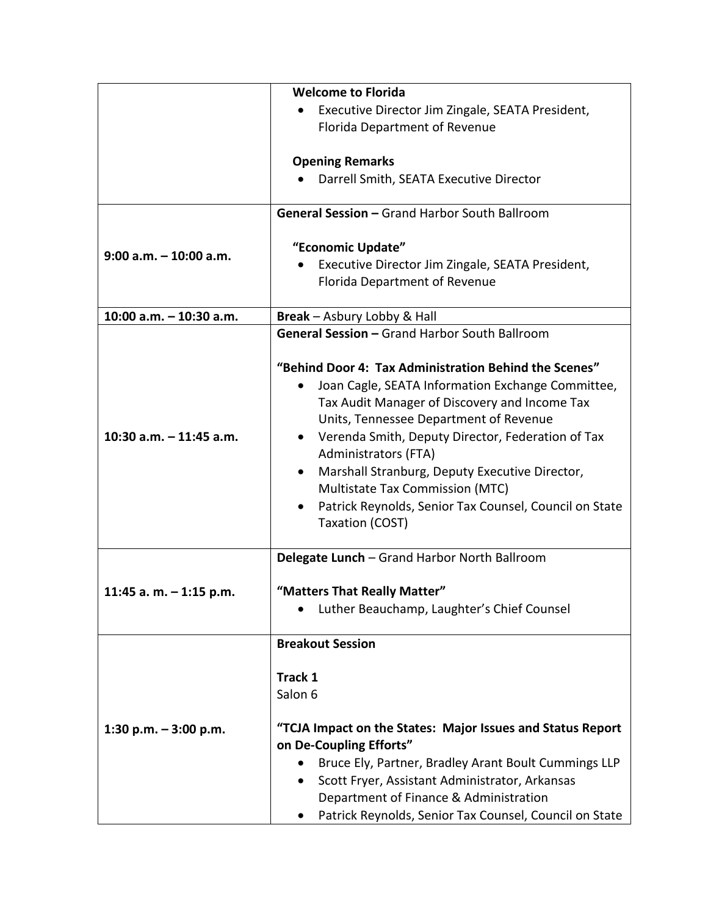| | |
|---|---|
| | **Welcome to Florida**<br>• Executive Director Jim Zingale, SEATA President, Florida Department of Revenue<br><br>**Opening Remarks**<br>• Darrell Smith, SEATA Executive Director |
| **9:00 a.m. – 10:00 a.m.** | **General Session –** Grand Harbor South Ballroom<br><br>**"Economic Update"**<br>• Executive Director Jim Zingale, SEATA President, Florida Department of Revenue |
| **10:00 a.m. – 10:30 a.m.** | **Break** – Asbury Lobby & Hall |
| **10:30 a.m. – 11:45 a.m.** | **General Session –** Grand Harbor South Ballroom<br><br>**"Behind Door 4: Tax Administration Behind the Scenes"**<br>• Joan Cagle, SEATA Information Exchange Committee, Tax Audit Manager of Discovery and Income Tax Units, Tennessee Department of Revenue<br>• Verenda Smith, Deputy Director, Federation of Tax Administrators (FTA)<br>• Marshall Stranburg, Deputy Executive Director, Multistate Tax Commission (MTC)<br>• Patrick Reynolds, Senior Tax Counsel, Council on State Taxation (COST) |
| **11:45 a. m. – 1:15 p.m.** | **Delegate Lunch** – Grand Harbor North Ballroom<br><br>**"Matters That Really Matter"**<br>• Luther Beauchamp, Laughter's Chief Counsel |
| **1:30 p.m. – 3:00 p.m.** | **Breakout Session**<br><br>**Track 1**<br>Salon 6<br><br>**"TCJA Impact on the States: Major Issues and Status Report on De-Coupling Efforts"**<br>• Bruce Ely, Partner, Bradley Arant Boult Cummings LLP<br>• Scott Fryer, Assistant Administrator, Arkansas Department of Finance & Administration<br>• Patrick Reynolds, Senior Tax Counsel, Council on State |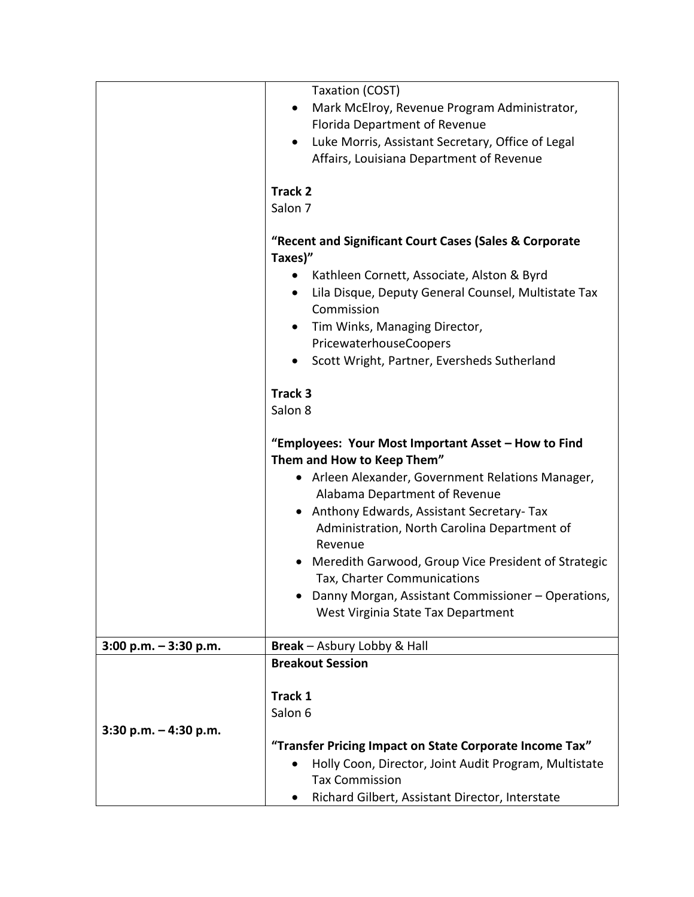| | |
|---|---|
| | Taxation (COST)<br>• Mark McElroy, Revenue Program Administrator, Florida Department of Revenue<br>• Luke Morris, Assistant Secretary, Office of Legal Affairs, Louisiana Department of Revenue<br><br>**Track 2**<br>Salon 7<br><br>**"Recent and Significant Court Cases (Sales & Corporate Taxes)"**<br>• Kathleen Cornett, Associate, Alston & Byrd<br>• Lila Disque, Deputy General Counsel, Multistate Tax Commission<br>• Tim Winks, Managing Director, PricewaterhouseCoopers<br>• Scott Wright, Partner, Eversheds Sutherland<br><br>**Track 3**<br>Salon 8<br><br>**"Employees: Your Most Important Asset – How to Find Them and How to Keep Them"**<br>• Arleen Alexander, Government Relations Manager, Alabama Department of Revenue<br>• Anthony Edwards, Assistant Secretary- Tax Administration, North Carolina Department of Revenue<br>• Meredith Garwood, Group Vice President of Strategic Tax, Charter Communications<br>• Danny Morgan, Assistant Commissioner – Operations, West Virginia State Tax Department |
| **3:00 p.m. – 3:30 p.m.** | **Break** – Asbury Lobby & Hall |
| **3:30 p.m. – 4:30 p.m.** | **Breakout Session**<br><br>**Track 1**<br>Salon 6<br><br>**"Transfer Pricing Impact on State Corporate Income Tax"**<br>• Holly Coon, Director, Joint Audit Program, Multistate Tax Commission<br>• Richard Gilbert, Assistant Director, Interstate |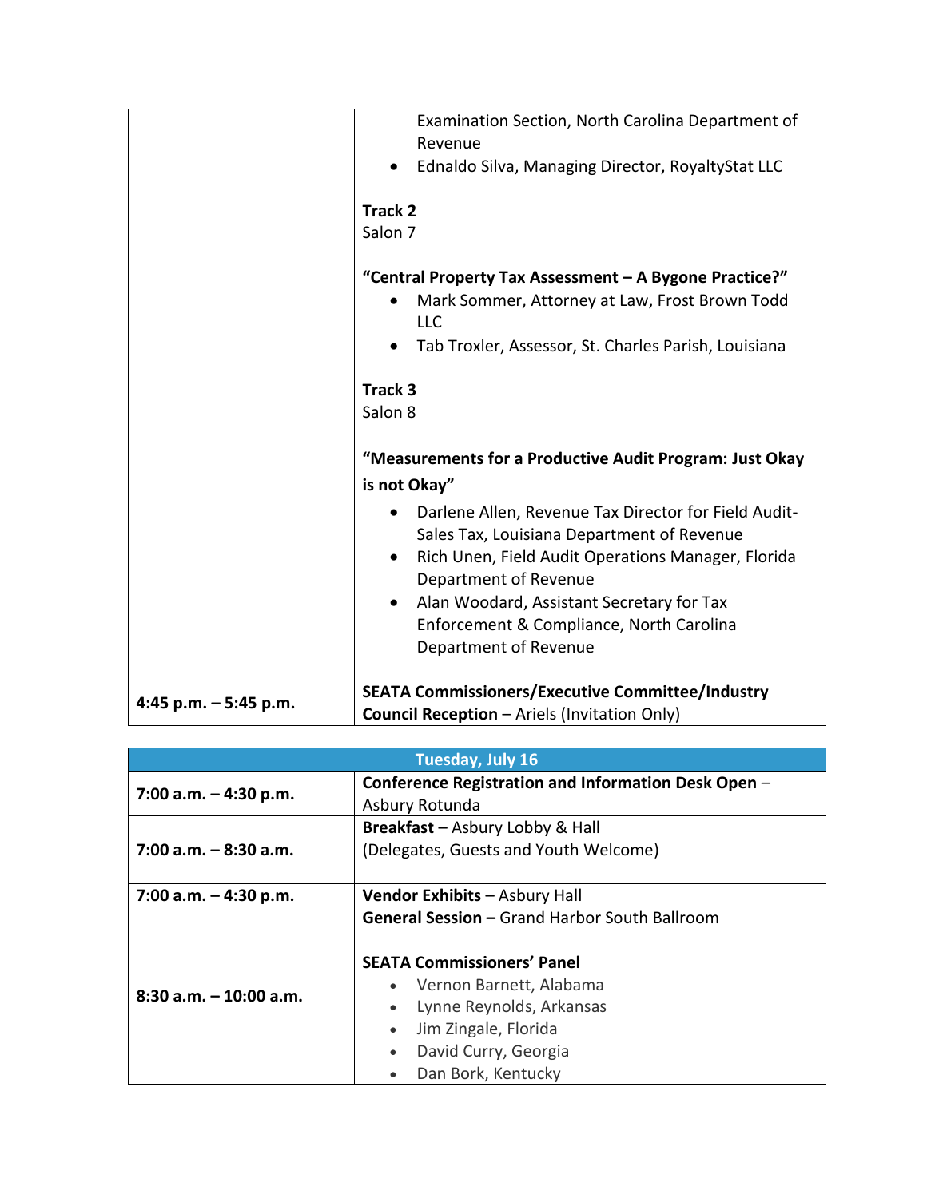| | |
|---|---|
| | Examination Section, North Carolina Department of Revenue<br>• Ednaldo Silva, Managing Director, RoyaltyStat LLC<br><br>**Track 2**<br>Salon 7<br><br>**"Central Property Tax Assessment – A Bygone Practice?"**<br>• Mark Sommer, Attorney at Law, Frost Brown Todd LLC<br>• Tab Troxler, Assessor, St. Charles Parish, Louisiana<br><br>**Track 3**<br>Salon 8<br><br>**"Measurements for a Productive Audit Program: Just Okay is not Okay"**<br>• Darlene Allen, Revenue Tax Director for Field Audit-Sales Tax, Louisiana Department of Revenue<br>• Rich Unen, Field Audit Operations Manager, Florida Department of Revenue<br>• Alan Woodard, Assistant Secretary for Tax Enforcement & Compliance, North Carolina Department of Revenue |
| **4:45 p.m. – 5:45 p.m.** | **SEATA Commissioners/Executive Committee/Industry Council Reception** – Ariels (Invitation Only) |

| **Tuesday, July 16** | |
|---|---|
| **7:00 a.m. – 4:30 p.m.** | **Conference Registration and Information Desk Open** – Asbury Rotunda |
| **7:00 a.m. – 8:30 a.m.** | **Breakfast** – Asbury Lobby & Hall<br>(Delegates, Guests and Youth Welcome) |
| **7:00 a.m. – 4:30 p.m.** | **Vendor Exhibits** – Asbury Hall |
| **8:30 a.m. – 10:00 a.m.** | **General Session –** Grand Harbor South Ballroom<br><br>**SEATA Commissioners' Panel**<br>• Vernon Barnett, Alabama<br>• Lynne Reynolds, Arkansas<br>• Jim Zingale, Florida<br>• David Curry, Georgia<br>• Dan Bork, Kentucky |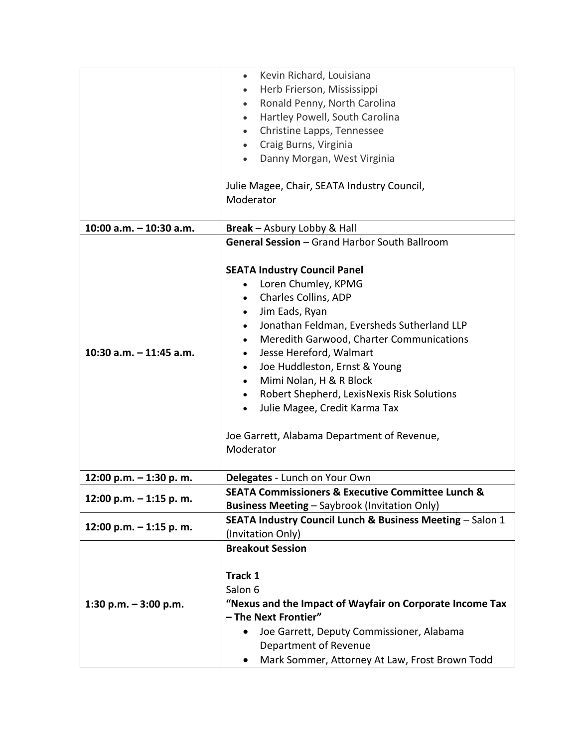| | |
|---|---|
| | • Kevin Richard, Louisiana<br>• Herb Frierson, Mississippi<br>• Ronald Penny, North Carolina<br>• Hartley Powell, South Carolina<br>• Christine Lapps, Tennessee<br>• Craig Burns, Virginia<br>• Danny Morgan, West Virginia<br><br>Julie Magee, Chair, SEATA Industry Council, Moderator |
| **10:00 a.m. – 10:30 a.m.** | **Break** – Asbury Lobby & Hall |
| **10:30 a.m. – 11:45 a.m.** | **General Session** – Grand Harbor South Ballroom<br><br>**SEATA Industry Council Panel**<br>• Loren Chumley, KPMG<br>• Charles Collins, ADP<br>• Jim Eads, Ryan<br>• Jonathan Feldman, Eversheds Sutherland LLP<br>• Meredith Garwood, Charter Communications<br>• Jesse Hereford, Walmart<br>• Joe Huddleston, Ernst & Young<br>• Mimi Nolan, H & R Block<br>• Robert Shepherd, LexisNexis Risk Solutions<br>• Julie Magee, Credit Karma Tax<br><br>Joe Garrett, Alabama Department of Revenue, Moderator |
| **12:00 p.m. – 1:30 p. m.** | **Delegates** - Lunch on Your Own |
| **12:00 p.m. – 1:15 p. m.** | **SEATA Commissioners & Executive Committee Lunch & Business Meeting** – Saybrook (Invitation Only) |
| **12:00 p.m. – 1:15 p. m.** | **SEATA Industry Council Lunch & Business Meeting** – Salon 1 (Invitation Only) |
| **1:30 p.m. – 3:00 p.m.** | **Breakout Session**<br><br>**Track 1**<br>Salon 6<br>**"Nexus and the Impact of Wayfair on Corporate Income Tax – The Next Frontier"**<br>• Joe Garrett, Deputy Commissioner, Alabama Department of Revenue<br>• Mark Sommer, Attorney At Law, Frost Brown Todd |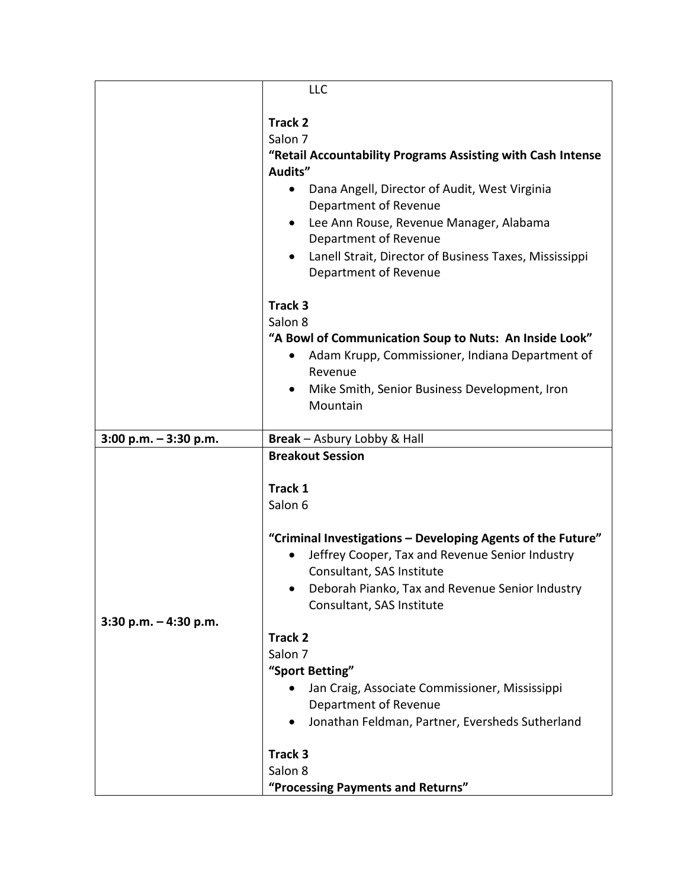| | |
|---|---|
| | LLC<br><br>**Track 2**<br>Salon 7<br>**"Retail Accountability Programs Assisting with Cash Intense Audits"**<br>• Dana Angell, Director of Audit, West Virginia Department of Revenue<br>• Lee Ann Rouse, Revenue Manager, Alabama Department of Revenue<br>• Lanell Strait, Director of Business Taxes, Mississippi Department of Revenue<br><br>**Track 3**<br>Salon 8<br>**"A Bowl of Communication Soup to Nuts: An Inside Look"**<br>• Adam Krupp, Commissioner, Indiana Department of Revenue<br>• Mike Smith, Senior Business Development, Iron Mountain |
| **3:00 p.m. – 3:30 p.m.** | **Break** – Asbury Lobby & Hall |
| **3:30 p.m. – 4:30 p.m.** | **Breakout Session**<br><br>**Track 1**<br>Salon 6<br><br>**"Criminal Investigations – Developing Agents of the Future"**<br>• Jeffrey Cooper, Tax and Revenue Senior Industry Consultant, SAS Institute<br>• Deborah Pianko, Tax and Revenue Senior Industry Consultant, SAS Institute<br><br>**Track 2**<br>Salon 7<br>**"Sport Betting"**<br>• Jan Craig, Associate Commissioner, Mississippi Department of Revenue<br>• Jonathan Feldman, Partner, Eversheds Sutherland<br><br>**Track 3**<br>Salon 8<br>**"Processing Payments and Returns"** |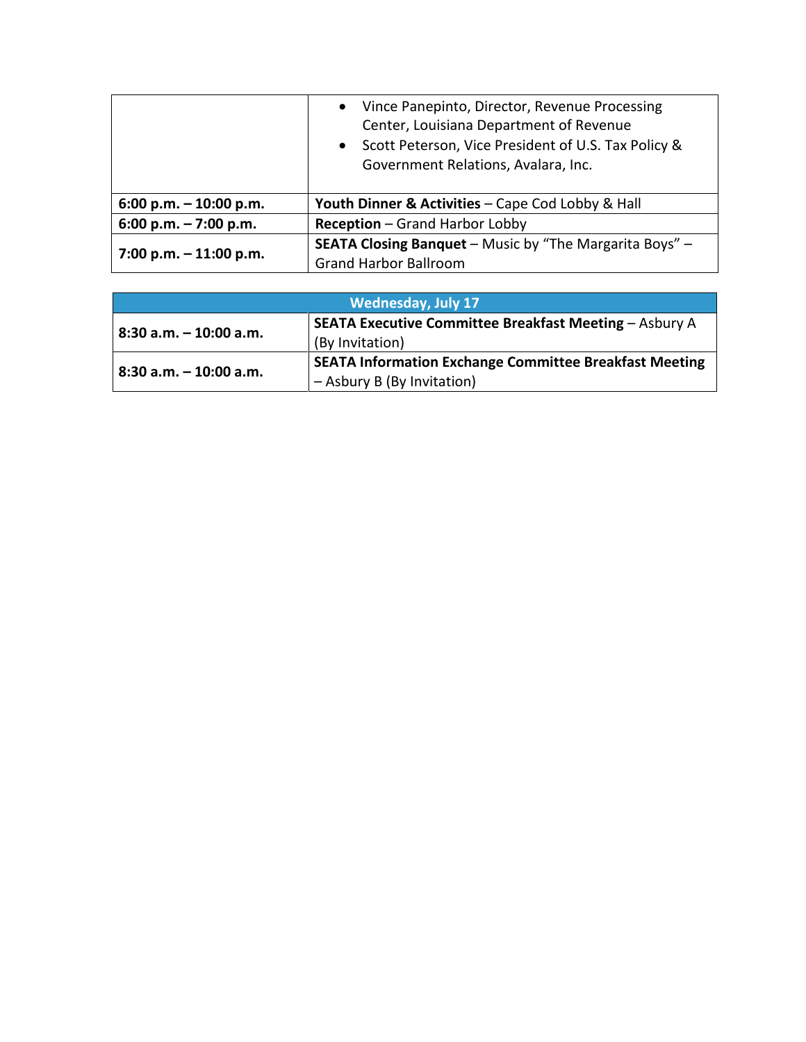| | |
|---|---|
| | • Vince Panepinto, Director, Revenue Processing Center, Louisiana Department of Revenue<br>• Scott Peterson, Vice President of U.S. Tax Policy & Government Relations, Avalara, Inc. |
| **6:00 p.m. – 10:00 p.m.** | **Youth Dinner & Activities** – Cape Cod Lobby & Hall |
| **6:00 p.m. – 7:00 p.m.** | **Reception** – Grand Harbor Lobby |
| **7:00 p.m. – 11:00 p.m.** | **SEATA Closing Banquet** – Music by "The Margarita Boys" – Grand Harbor Ballroom |

| Wednesday, July 17 | |
|---|---|
| **8:30 a.m. – 10:00 a.m.** | **SEATA Executive Committee Breakfast Meeting** – Asbury A (By Invitation) |
| **8:30 a.m. – 10:00 a.m.** | **SEATA Information Exchange Committee Breakfast Meeting** – Asbury B (By Invitation) |